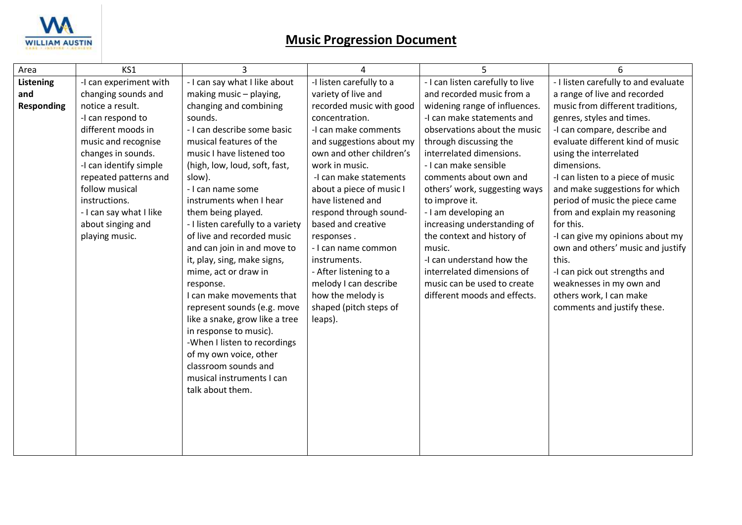# Music Progression Document

| Area | KS1 | 3 | 4 | 5 | 6 |
|---|---|---|---|---|---|
| **Listening and Responding** | -I can experiment with changing sounds and notice a result.<br>-I can respond to different moods in music and recognise changes in sounds.<br>-I can identify simple repeated patterns and follow musical instructions.<br>- I can say what I like about singing and playing music. | - I can say what I like about making music – playing, changing and combining sounds.<br>- I can describe some basic musical features of the music I have listened too (high, low, loud, soft, fast, slow).<br>- I can name some instruments when I hear them being played.<br>- I listen carefully to a variety of live and recorded music and can join in and move to it, play, sing, make signs, mime, act or draw in response.<br>I can make movements that represent sounds (e.g. move like a snake, grow like a tree in response to music).<br>-When I listen to recordings of my own voice, other classroom sounds and musical instruments I can talk about them. | -I listen carefully to a variety of live and recorded music with good concentration.<br>-I can make comments and suggestions about my own and other children's work in music.<br>-I can make statements about a piece of music I have listened and respond through sound-based and creative responses .<br>- I can name common instruments.<br>- After listening to a melody I can describe how the melody is shaped (pitch steps of leaps). | - I can listen carefully to live and recorded music from a widening range of influences.<br>-I can make statements and observations about the music through discussing the interrelated dimensions.<br>- I can make sensible comments about own and others' work, suggesting ways to improve it.<br>- I am developing an increasing understanding of the context and history of music.<br>-I can understand how the interrelated dimensions of music can be used to create different moods and effects. | - I listen carefully to and evaluate a range of live and recorded music from different traditions, genres, styles and times.<br>-I can compare, describe and evaluate different kind of music using the interrelated dimensions.<br>-I can listen to a piece of music and make suggestions for which period of music the piece came from and explain my reasoning for this.<br>-I can give my opinions about my own and others' music and justify this.<br>-I can pick out strengths and weaknesses in my own and others work, I can make comments and justify these. |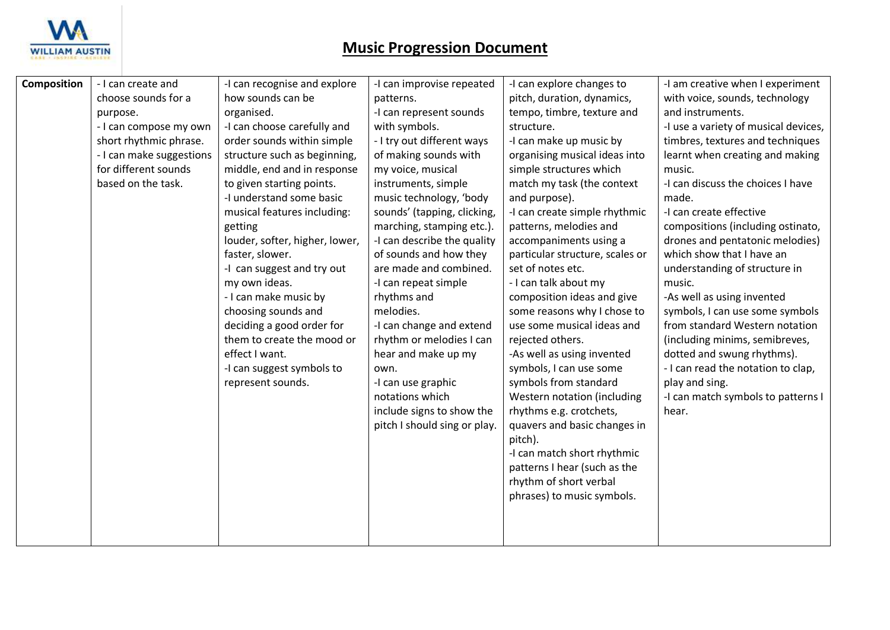# Music Progression Document

| Composition | - I can create and choose sounds for a purpose.<br>- I can compose my own short rhythmic phrase.<br>- I can make suggestions for different sounds based on the task. | -I can recognise and explore how sounds can be organised.<br>-I can choose carefully and order sounds within simple structure such as beginning, middle, end and in response to given starting points.<br>-I understand some basic musical features including: getting louder, softer, higher, lower, faster, slower.<br>-I can suggest and try out my own ideas.<br>- I can make music by choosing sounds and deciding a good order for them to create the mood or effect I want.<br>-I can suggest symbols to represent sounds. | -I can improvise repeated patterns.<br>-I can represent sounds with symbols.<br>- I try out different ways of making sounds with my voice, musical instruments, simple music technology, 'body sounds' (tapping, clicking, marching, stamping etc.).<br>-I can describe the quality of sounds and how they are made and combined.<br>-I can repeat simple rhythms and melodies.<br>-I can change and extend rhythm or melodies I can hear and make up my own.<br>-I can use graphic notations which include signs to show the pitch I should sing or play. | -I can explore changes to pitch, duration, dynamics, tempo, timbre, texture and structure.<br>-I can make up music by organising musical ideas into simple structures which match my task (the context and purpose).<br>-I can create simple rhythmic patterns, melodies and accompaniments using a particular structure, scales or set of notes etc.<br>- I can talk about my composition ideas and give some reasons why I chose to use some musical ideas and rejected others.<br>-As well as using invented symbols, I can use some symbols from standard Western notation (including rhythms e.g. crotchets, quavers and basic changes in pitch).<br>-I can match short rhythmic patterns I hear (such as the rhythm of short verbal phrases) to music symbols. | -I am creative when I experiment with voice, sounds, technology and instruments.<br>-I use a variety of musical devices, timbres, textures and techniques learnt when creating and making music.<br>-I can discuss the choices I have made.<br>-I can create effective compositions (including ostinato, drones and pentatonic melodies) which show that I have an understanding of structure in music.<br>-As well as using invented symbols, I can use some symbols from standard Western notation (including minims, semibreves, dotted and swung rhythms).<br>- I can read the notation to clap, play and sing.<br>-I can match symbols to patterns I hear. |
|---|---|---|---|---|---|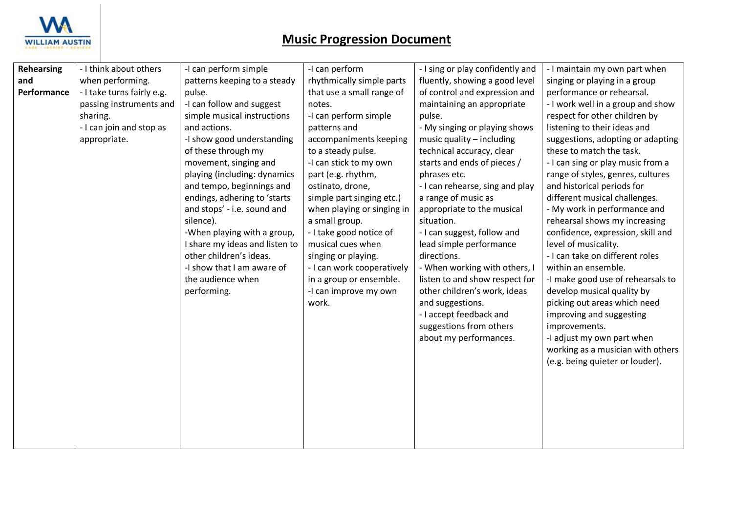# Music Progression Document

| Rehearsing and Performance | - I think about others when performing.<br>- I take turns fairly e.g. passing instruments and sharing.<br>- I can join and stop as appropriate. | -I can perform simple patterns keeping to a steady pulse.<br>-I can follow and suggest simple musical instructions and actions.<br>-I show good understanding of these through my movement, singing and playing (including: dynamics and tempo, beginnings and endings, adhering to 'starts and stops' - i.e. sound and silence).<br>-When playing with a group, I share my ideas and listen to other children's ideas.<br>-I show that I am aware of the audience when performing. | -I can perform rhythmically simple parts that use a small range of notes.<br>-I can perform simple patterns and accompaniments keeping to a steady pulse.<br>-I can stick to my own part (e.g. rhythm, ostinato, drone, simple part singing etc.) when playing or singing in a small group.<br>- I take good notice of musical cues when singing or playing.<br>- I can work cooperatively in a group or ensemble.<br>-I can improve my own work. | - I sing or play confidently and fluently, showing a good level of control and expression and maintaining an appropriate pulse.<br>- My singing or playing shows music quality – including technical accuracy, clear starts and ends of pieces / phrases etc.<br>- I can rehearse, sing and play a range of music as appropriate to the musical situation.<br>- I can suggest, follow and lead simple performance directions.<br>- When working with others, I listen to and show respect for other children's work, ideas and suggestions.<br>- I accept feedback and suggestions from others about my performances. | - I maintain my own part when singing or playing in a group performance or rehearsal.<br>- I work well in a group and show respect for other children by listening to their ideas and suggestions, adopting or adapting these to match the task.<br>- I can sing or play music from a range of styles, genres, cultures and historical periods for different musical challenges.<br>- My work in performance and rehearsal shows my increasing confidence, expression, skill and level of musicality.<br>- I can take on different roles within an ensemble.<br>-I make good use of rehearsals to develop musical quality by picking out areas which need improving and suggesting improvements.<br>-I adjust my own part when working as a musician with others (e.g. being quieter or louder). |
|---|---|---|---|---|---|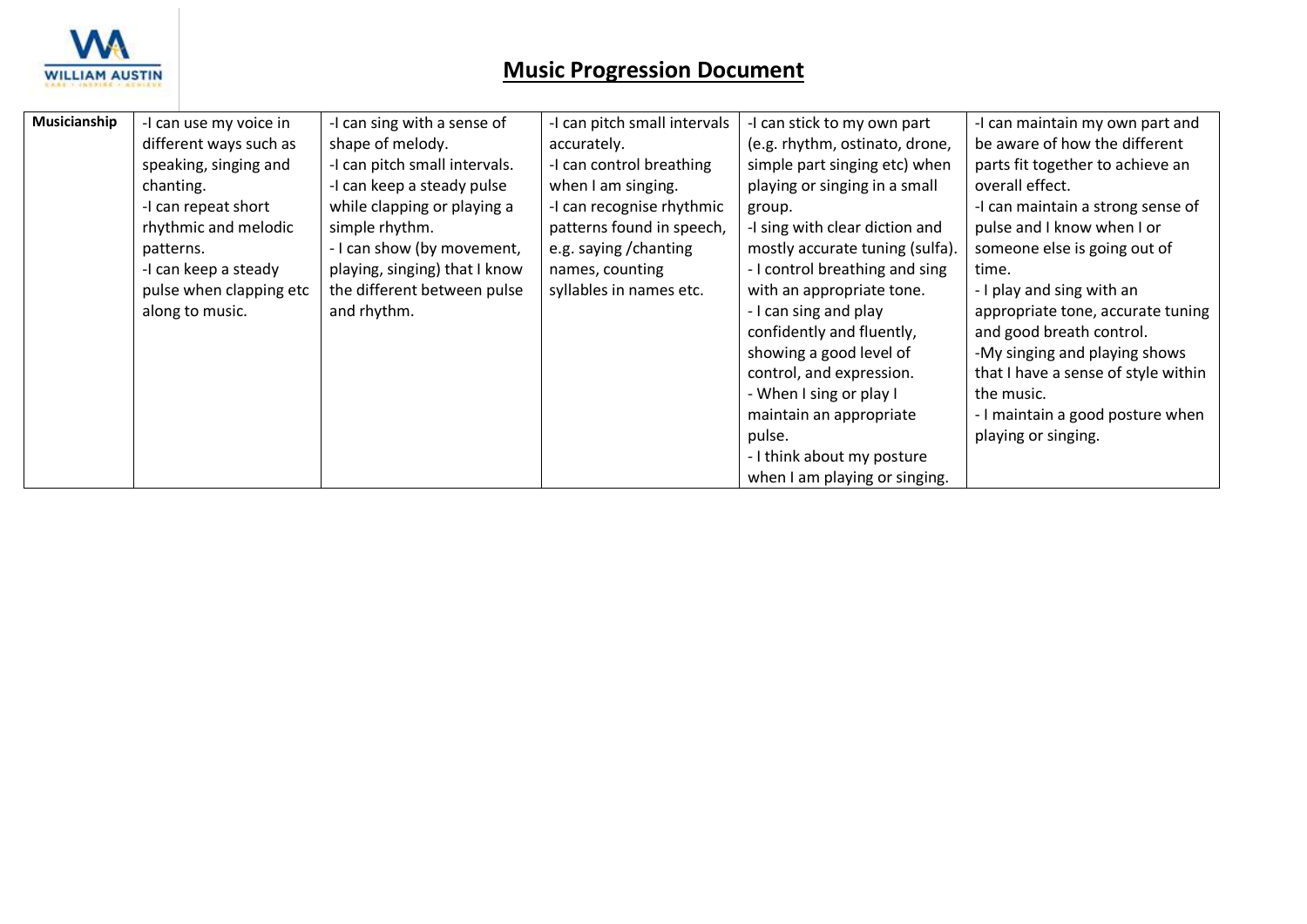## Music Progression Document

| | | | | | |
|---|---|---|---|---|---|
| **Musicianship** | -I can use my voice in different ways such as speaking, singing and chanting.<br>-I can repeat short rhythmic and melodic patterns.<br>-I can keep a steady pulse when clapping etc along to music. | -I can sing with a sense of shape of melody.<br>-I can pitch small intervals.<br>-I can keep a steady pulse while clapping or playing a simple rhythm.<br>- I can show (by movement, playing, singing) that I know the different between pulse and rhythm. | -I can pitch small intervals accurately.<br>-I can control breathing when I am singing.<br>-I can recognise rhythmic patterns found in speech, e.g. saying /chanting names, counting syllables in names etc. | -I can stick to my own part (e.g. rhythm, ostinato, drone, simple part singing etc) when playing or singing in a small group.<br>-I sing with clear diction and mostly accurate tuning (sulfa).<br>- I control breathing and sing with an appropriate tone.<br>- I can sing and play confidently and fluently, showing a good level of control, and expression.<br>- When I sing or play I maintain an appropriate pulse.<br>- I think about my posture when I am playing or singing. | -I can maintain my own part and be aware of how the different parts fit together to achieve an overall effect.<br>-I can maintain a strong sense of pulse and I know when I or someone else is going out of time.<br>- I play and sing with an appropriate tone, accurate tuning and good breath control.<br>-My singing and playing shows that I have a sense of style within the music.<br>- I maintain a good posture when playing or singing. |